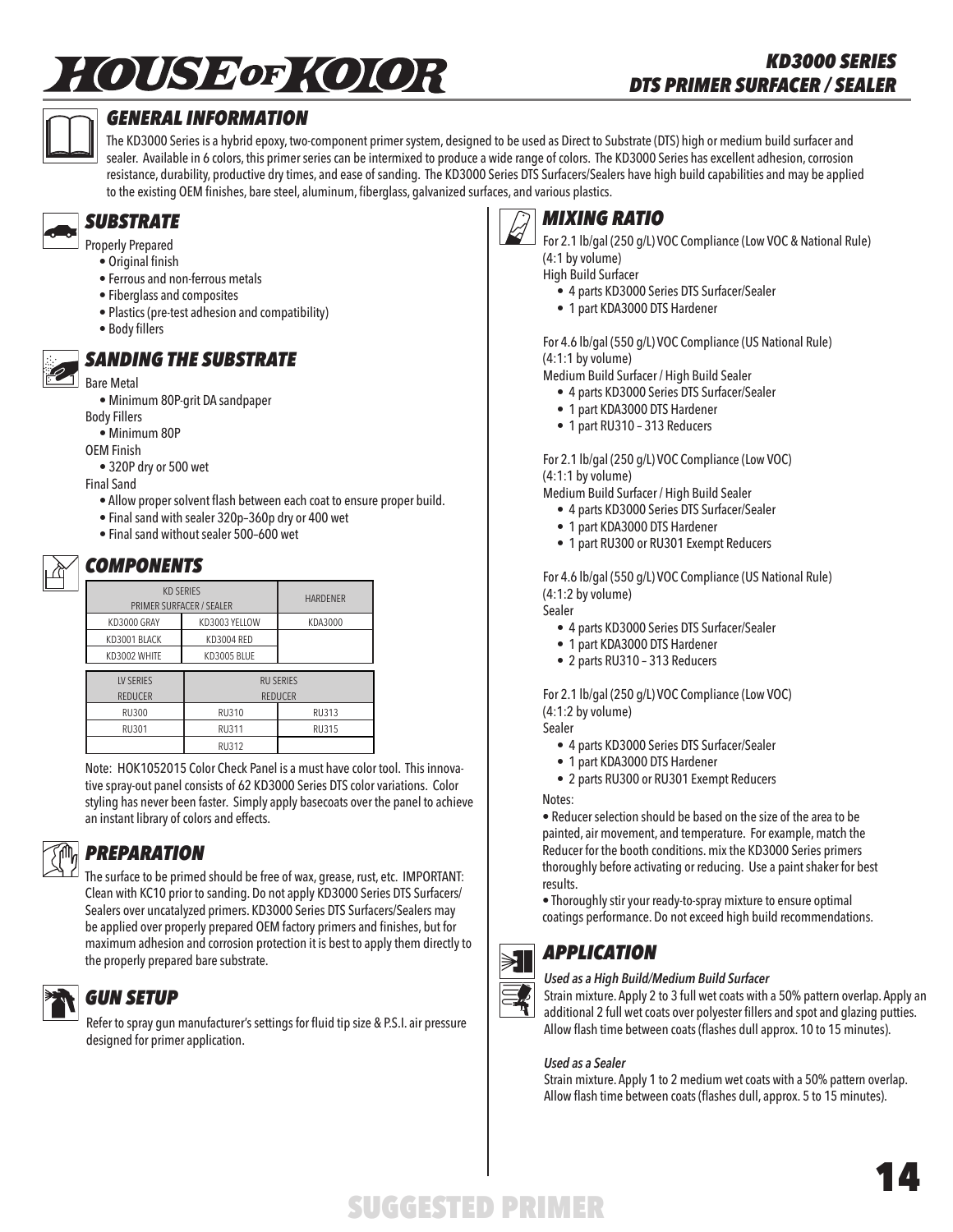# KD3000 SERIES
# DTS PRIMER SURFACER / SEALER

## GENERAL INFORMATION

The KD3000 Series is a hybrid epoxy, two-component primer system, designed to be used as Direct to Substrate (DTS) high or medium build surfacer and sealer. Available in 6 colors, this primer series can be intermixed to produce a wide range of colors. The KD3000 Series has excellent adhesion, corrosion resistance, durability, productive dry times, and ease of sanding. The KD3000 Series DTS Surfacers/Sealers have high build capabilities and may be applied to the existing OEM finishes, bare steel, aluminum, fiberglass, galvanized surfaces, and various plastics.

## SUBSTRATE

Properly Prepared

- Original finish
- Ferrous and non-ferrous metals
- Fiberglass and composites
- Plastics (pre-test adhesion and compatibility)
- Body fillers

## SANDING THE SUBSTRATE

Bare Metal

- Minimum 80P-grit DA sandpaper

Body Fillers

- Minimum 80P

OEM Finish

- 320P dry or 500 wet

Final Sand

- Allow proper solvent flash between each coat to ensure proper build.
- Final sand with sealer 320p–360p dry or 400 wet
- Final sand without sealer 500–600 wet

## COMPONENTS

| KD SERIES PRIMER SURFACER / SEALER | | HARDENER |
|---|---|---|
| KD3000 GRAY | KD3003 YELLOW | KDA3000 |
| KD3001 BLACK | KD3004 RED | |
| KD3002 WHITE | KD3005 BLUE | |

| LV SERIES REDUCER | RU SERIES REDUCER | |
|---|---|---|
| RU300 | RU310 | RU313 |
| RU301 | RU311 | RU315 |
| | RU312 | |

Note: HOK1052015 Color Check Panel is a must have color tool. This innovative spray-out panel consists of 62 KD3000 Series DTS color variations. Color styling has never been faster. Simply apply basecoats over the panel to achieve an instant library of colors and effects.

## PREPARATION

The surface to be primed should be free of wax, grease, rust, etc. IMPORTANT: Clean with KC10 prior to sanding. Do not apply KD3000 Series DTS Surfacers/Sealers over uncatalyzed primers. KD3000 Series DTS Surfacers/Sealers may be applied over properly prepared OEM factory primers and finishes, but for maximum adhesion and corrosion protection it is best to apply them directly to the properly prepared bare substrate.

## GUN SETUP

Refer to spray gun manufacturer's settings for fluid tip size & P.S.I. air pressure designed for primer application.

## MIXING RATIO

For 2.1 lb/gal (250 g/L) VOC Compliance (Low VOC & National Rule)
(4:1 by volume)
High Build Surfacer

- 4 parts KD3000 Series DTS Surfacer/Sealer
- 1 part KDA3000 DTS Hardener

For 4.6 lb/gal (550 g/L) VOC Compliance (US National Rule)
(4:1:1 by volume)
Medium Build Surfacer / High Build Sealer

- 4 parts KD3000 Series DTS Surfacer/Sealer
- 1 part KDA3000 DTS Hardener
- 1 part RU310 – 313 Reducers

For 2.1 lb/gal (250 g/L) VOC Compliance (Low VOC)
(4:1:1 by volume)
Medium Build Surfacer / High Build Sealer

- 4 parts KD3000 Series DTS Surfacer/Sealer
- 1 part KDA3000 DTS Hardener
- 1 part RU300 or RU301 Exempt Reducers

For 4.6 lb/gal (550 g/L) VOC Compliance (US National Rule)
(4:1:2 by volume)
Sealer

- 4 parts KD3000 Series DTS Surfacer/Sealer
- 1 part KDA3000 DTS Hardener
- 2 parts RU310 – 313 Reducers

For 2.1 lb/gal (250 g/L) VOC Compliance (Low VOC)
(4:1:2 by volume)
Sealer

- 4 parts KD3000 Series DTS Surfacer/Sealer
- 1 part KDA3000 DTS Hardener
- 2 parts RU300 or RU301 Exempt Reducers

Notes:

- Reducer selection should be based on the size of the area to be painted, air movement, and temperature. For example, match the Reducer for the booth conditions. mix the KD3000 Series primers thoroughly before activating or reducing. Use a paint shaker for best results.
- Thoroughly stir your ready-to-spray mixture to ensure optimal coatings performance. Do not exceed high build recommendations.

## APPLICATION

***Used as a High Build/Medium Build Surfacer***

Strain mixture. Apply 2 to 3 full wet coats with a 50% pattern overlap. Apply an additional 2 full wet coats over polyester fillers and spot and glazing putties. Allow flash time between coats (flashes dull approx. 10 to 15 minutes).

***Used as a Sealer***

Strain mixture. Apply 1 to 2 medium wet coats with a 50% pattern overlap. Allow flash time between coats (flashes dull, approx. 5 to 15 minutes).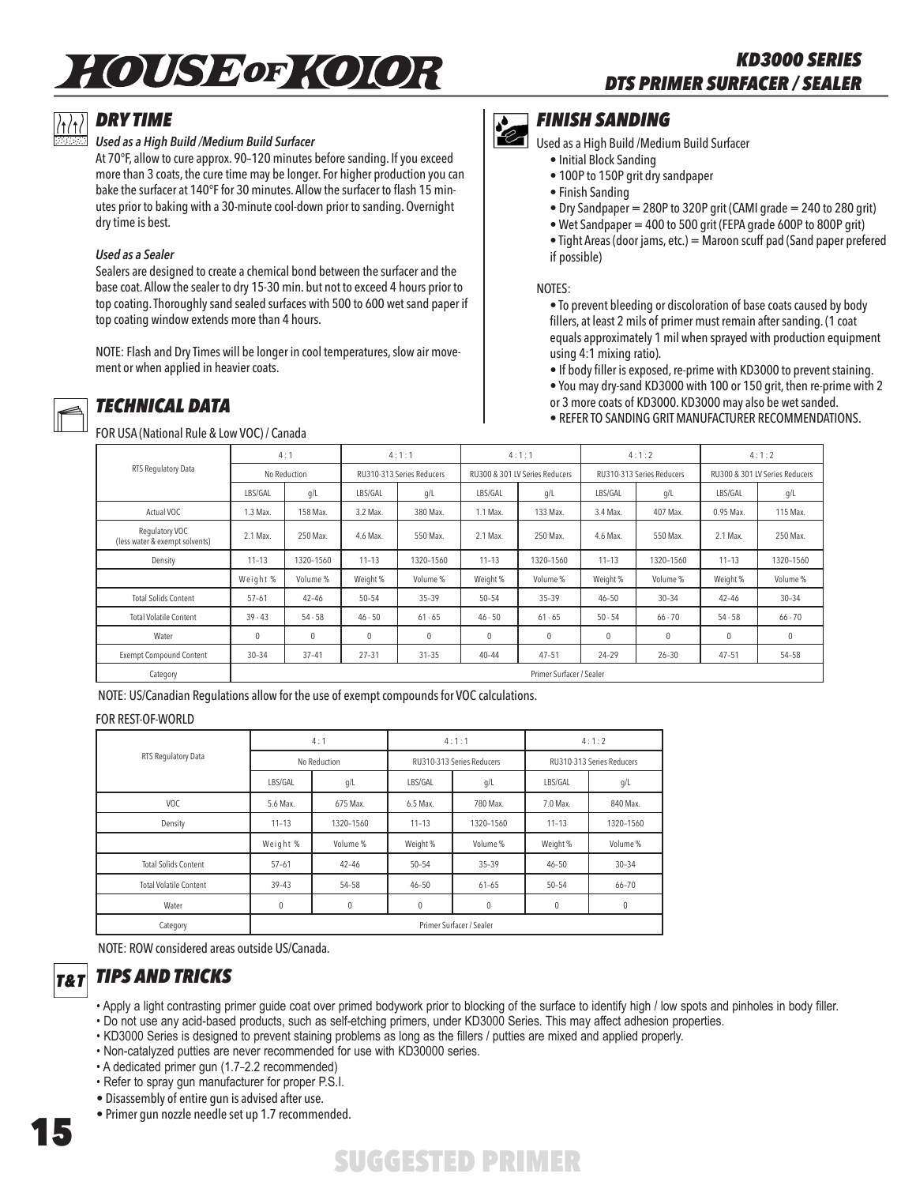## DRY TIME

***Used as a High Build /Medium Build Surfacer***

At 70°F, allow to cure approx. 90–120 minutes before sanding. If you exceed more than 3 coats, the cure time may be longer. For higher production you can bake the surfacer at 140°F for 30 minutes. Allow the surfacer to flash 15 minutes prior to baking with a 30-minute cool-down prior to sanding. Overnight dry time is best.

***Used as a Sealer***

Sealers are designed to create a chemical bond between the surfacer and the base coat. Allow the sealer to dry 15-30 min. but not to exceed 4 hours prior to top coating. Thoroughly sand sealed surfaces with 500 to 600 wet sand paper if top coating window extends more than 4 hours.

NOTE: Flash and Dry Times will be longer in cool temperatures, slow air movement or when applied in heavier coats.

## FINISH SANDING

Used as a High Build /Medium Build Surfacer

- Initial Block Sanding
- 100P to 150P grit dry sandpaper
- Finish Sanding
- Dry Sandpaper = 280P to 320P grit (CAMI grade = 240 to 280 grit)
- Wet Sandpaper = 400 to 500 grit (FEPA grade 600P to 800P grit)
- Tight Areas (door jams, etc.) = Maroon scuff pad (Sand paper prefered if possible)

NOTES:

- To prevent bleeding or discoloration of base coats caused by body fillers, at least 2 mils of primer must remain after sanding. (1 coat equals approximately 1 mil when sprayed with production equipment using 4:1 mixing ratio).
- If body filler is exposed, re-prime with KD3000 to prevent staining.
- You may dry-sand KD3000 with 100 or 150 grit, then re-prime with 2 or 3 more coats of KD3000. KD3000 may also be wet sanded.
- REFER TO SANDING GRIT MANUFACTURER RECOMMENDATIONS.

## TECHNICAL DATA

FOR USA (National Rule & Low VOC) / Canada

| RTS Regulatory Data | 4 : 1 | | 4 : 1 : 1 | | 4 : 1 : 1 | | 4 : 1 : 2 | | 4 : 1 : 2 | |
|---|---|---|---|---|---|---|---|---|---|---|
| | No Reduction | | RU310-313 Series Reducers | | RU300 & 301 LV Series Reducers | | RU310-313 Series Reducers | | RU300 & 301 LV Series Reducers | |
| | LBS/GAL | g/L | LBS/GAL | g/L | LBS/GAL | g/L | LBS/GAL | g/L | LBS/GAL | g/L |
| Actual VOC | 1.3 Max. | 158 Max. | 3.2 Max. | 380 Max. | 1.1 Max. | 133 Max. | 3.4 Max. | 407 Max. | 0.95 Max. | 115 Max. |
| Regulatory VOC (less water & exempt solvents) | 2.1 Max. | 250 Max. | 4.6 Max. | 550 Max. | 2.1 Max. | 250 Max. | 4.6 Max. | 550 Max. | 2.1 Max. | 250 Max. |
| Density | 11–13 | 1320–1560 | 11–13 | 1320–1560 | 11–13 | 1320–1560 | 11–13 | 1320–1560 | 11–13 | 1320–1560 |
| | Weight % | Volume % | Weight % | Volume % | Weight % | Volume % | Weight % | Volume % | Weight % | Volume % |
| Total Solids Content | 57–61 | 42–46 | 50–54 | 35–39 | 50–54 | 35–39 | 46–50 | 30–34 | 42–46 | 30–34 |
| Total Volatile Content | 39 - 43 | 54 - 58 | 46 - 50 | 61 - 65 | 46 - 50 | 61 - 65 | 50 - 54 | 66 - 70 | 54 - 58 | 66 - 70 |
| Water | 0 | 0 | 0 | 0 | 0 | 0 | 0 | 0 | 0 | 0 |
| Exempt Compound Content | 30–34 | 37–41 | 27–31 | 31–35 | 40–44 | 47–51 | 24–29 | 26–30 | 47–51 | 54–58 |
| Category | Primer Surfacer / Sealer | | | | | | | | | |

NOTE: US/Canadian Regulations allow for the use of exempt compounds for VOC calculations.

FOR REST-OF-WORLD

| RTS Regulatory Data | 4 : 1 | | 4 : 1 : 1 | | 4 : 1 : 2 | |
|---|---|---|---|---|---|---|
| | No Reduction | | RU310-313 Series Reducers | | RU310-313 Series Reducers | |
| | LBS/GAL | g/L | LBS/GAL | g/L | LBS/GAL | g/L |
| VOC | 5.6 Max. | 675 Max. | 6.5 Max. | 780 Max. | 7.0 Max. | 840 Max. |
| Density | 11–13 | 1320–1560 | 11–13 | 1320–1560 | 11–13 | 1320–1560 |
| | Weight % | Volume % | Weight % | Volume % | Weight % | Volume % |
| Total Solids Content | 57–61 | 42–46 | 50–54 | 35–39 | 46–50 | 30–34 |
| Total Volatile Content | 39–43 | 54–58 | 46–50 | 61–65 | 50–54 | 66–70 |
| Water | 0 | 0 | 0 | 0 | 0 | 0 |
| Category | Primer Surfacer / Sealer | | | | | |

NOTE: ROW considered areas outside US/Canada.

## TIPS AND TRICKS

- Apply a light contrasting primer guide coat over primed bodywork prior to blocking of the surface to identify high / low spots and pinholes in body filler.
- Do not use any acid-based products, such as self-etching primers, under KD3000 Series. This may affect adhesion properties.
- KD3000 Series is designed to prevent staining problems as long as the fillers / putties are mixed and applied properly.
- Non-catalyzed putties are never recommended for use with KD30000 series.
- A dedicated primer gun (1.7–2.2 recommended)
- Refer to spray gun manufacturer for proper P.S.I.
- Disassembly of entire gun is advised after use.
- Primer gun nozzle needle set up 1.7 recommended.